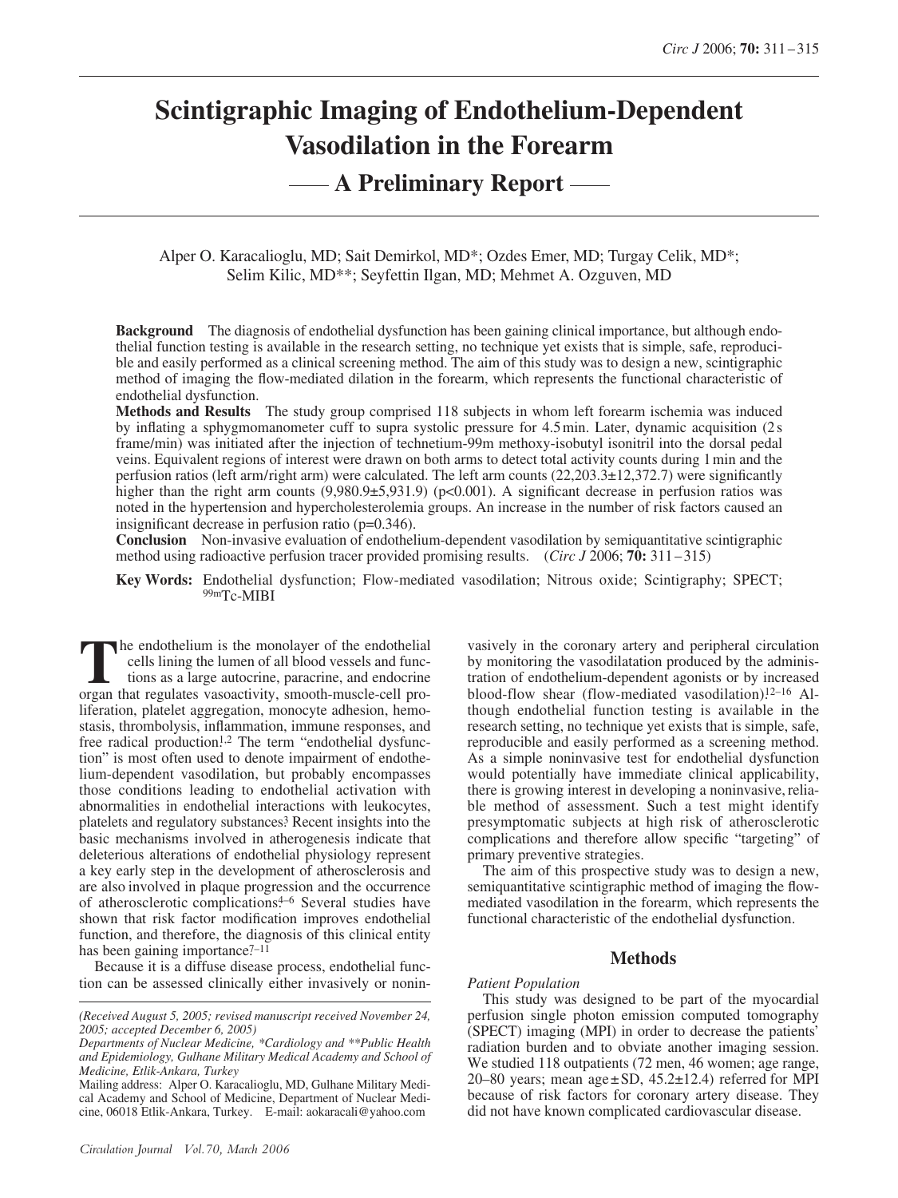# Scintigraphic Imaging of Endothelium-Dependent Vasodilation in the Forearm

## — A Preliminary Report —

Alper O. Karacalioglu, MD; Sait Demirkol, MD*; Ozdes Emer, MD; Turgay Celik, MD*; Selim Kilic, MD**; Seyfettin Ilgan, MD; Mehmet A. Ozguven, MD

**Background** The diagnosis of endothelial dysfunction has been gaining clinical importance, but although endothelial function testing is available in the research setting, no technique yet exists that is simple, safe, reproducible and easily performed as a clinical screening method. The aim of this study was to design a new, scintigraphic method of imaging the flow-mediated dilation in the forearm, which represents the functional characteristic of endothelial dysfunction.

**Methods and Results** The study group comprised 118 subjects in whom left forearm ischemia was induced by inflating a sphygmomanometer cuff to supra systolic pressure for 4.5 min. Later, dynamic acquisition (2 s frame/min) was initiated after the injection of technetium-99m methoxy-isobutyl isonitril into the dorsal pedal veins. Equivalent regions of interest were drawn on both arms to detect total activity counts during 1 min and the perfusion ratios (left arm/right arm) were calculated. The left arm counts (22,203.3±12,372.7) were significantly higher than the right arm counts (9,980.9±5,931.9) ($p<0.001$). A significant decrease in perfusion ratios was noted in the hypertension and hypercholesterolemia groups. An increase in the number of risk factors caused an insignificant decrease in perfusion ratio ($p=0.346$).

**Conclusion** Non-invasive evaluation of endothelium-dependent vasodilation by semiquantitative scintigraphic method using radioactive perfusion tracer provided promising results. (*Circ J* 2006; **70:** 311–315)

**Key Words:** Endothelial dysfunction; Flow-mediated vasodilation; Nitrous oxide; Scintigraphy; SPECT; $^{99m}$Tc-MIBI

The endothelium is the monolayer of the endothelial cells lining the lumen of all blood vessels and functions as a large autocrine, paracrine, and endocrine organ that regulates vasoactivity, smooth-muscle-cell proliferation, platelet aggregation, monocyte adhesion, hemostasis, thrombolysis, inflammation, immune responses, and free radical production.[1,2] The term "endothelial dysfunction" is most often used to denote impairment of endothelium-dependent vasodilation, but probably encompasses those conditions leading to endothelial activation with abnormalities in endothelial interactions with leukocytes, platelets and regulatory substances.[3] Recent insights into the basic mechanisms involved in atherogenesis indicate that deleterious alterations of endothelial physiology represent a key early step in the development of atherosclerosis and are also involved in plaque progression and the occurrence of atherosclerotic complications.[4–6] Several studies have shown that risk factor modification improves endothelial function, and therefore, the diagnosis of this clinical entity has been gaining importance.[7–11]

Because it is a diffuse disease process, endothelial function can be assessed clinically either invasively or noninvasively in the coronary artery and peripheral circulation by monitoring the vasodilatation produced by the administration of endothelium-dependent agonists or by increased blood-flow shear (flow-mediated vasodilation).[12–16] Although endothelial function testing is available in the research setting, no technique yet exists that is simple, safe, reproducible and easily performed as a screening method. As a simple noninvasive test for endothelial dysfunction would potentially have immediate clinical applicability, there is growing interest in developing a noninvasive, reliable method of assessment. Such a test might identify presymptomatic subjects at high risk of atherosclerotic complications and therefore allow specific "targeting" of primary preventive strategies.

The aim of this prospective study was to design a new, semiquantitative scintigraphic method of imaging the flow-mediated vasodilation in the forearm, which represents the functional characteristic of the endothelial dysfunction.

## Methods

*Patient Population*

This study was designed to be part of the myocardial perfusion single photon emission computed tomography (SPECT) imaging (MPI) in order to decrease the patients' radiation burden and to obviate another imaging session. We studied 118 outpatients (72 men, 46 women; age range, 20–80 years; mean age ± SD, 45.2±12.4) referred for MPI because of risk factors for coronary artery disease. They did not have known complicated cardiovascular disease.

*(Received August 5, 2005; revised manuscript received November 24, 2005; accepted December 6, 2005)*

*Departments of Nuclear Medicine, \*Cardiology and \*\*Public Health and Epidemiology, Gulhane Military Medical Academy and School of Medicine, Etlik-Ankara, Turkey*

Mailing address: Alper O. Karacalioglu, MD, Gulhane Military Medical Academy and School of Medicine, Department of Nuclear Medicine, 06018 Etlik-Ankara, Turkey. E-mail: aokaracali@yahoo.com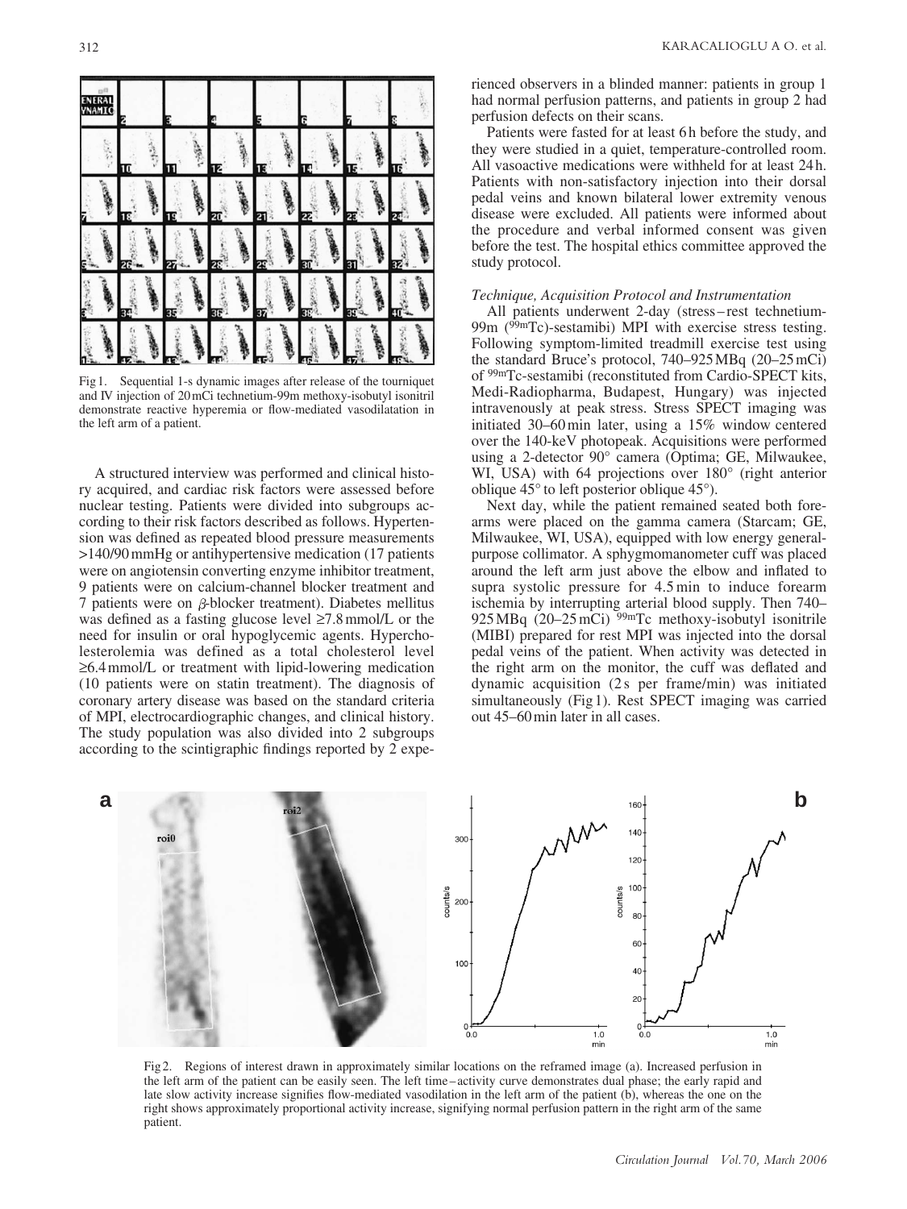Fig 1. Sequential 1-s dynamic images after release of the tourniquet and IV injection of 20 mCi technetium-99m methoxy-isobutyl isonitril demonstrate reactive hyperemia or flow-mediated vasodilatation in the left arm of a patient.

A structured interview was performed and clinical history acquired, and cardiac risk factors were assessed before nuclear testing. Patients were divided into subgroups according to their risk factors described as follows. Hypertension was defined as repeated blood pressure measurements >140/90 mmHg or antihypertensive medication (17 patients were on angiotensin converting enzyme inhibitor treatment, 9 patients were on calcium-channel blocker treatment and 7 patients were on $\beta$-blocker treatment). Diabetes mellitus was defined as a fasting glucose level ≥7.8 mmol/L or the need for insulin or oral hypoglycemic agents. Hypercholesterolemia was defined as a total cholesterol level ≥6.4 mmol/L or treatment with lipid-lowering medication (10 patients were on statin treatment). The diagnosis of coronary artery disease was based on the standard criteria of MPI, electrocardiographic changes, and clinical history. The study population was also divided into 2 subgroups according to the scintigraphic findings reported by 2 experienced observers in a blinded manner: patients in group 1 had normal perfusion patterns, and patients in group 2 had perfusion defects on their scans.

Patients were fasted for at least 6 h before the study, and they were studied in a quiet, temperature-controlled room. All vasoactive medications were withheld for at least 24 h. Patients with non-satisfactory injection into their dorsal pedal veins and known bilateral lower extremity venous disease were excluded. All patients were informed about the procedure and verbal informed consent was given before the test. The hospital ethics committee approved the study protocol.

### *Technique, Acquisition Protocol and Instrumentation*

All patients underwent 2-day (stress–rest technetium-99m ($^{99m}$Tc)-sestamibi) MPI with exercise stress testing. Following symptom-limited treadmill exercise test using the standard Bruce's protocol, 740–925 MBq (20–25 mCi) of $^{99m}$Tc-sestamibi (reconstituted from Cardio-SPECT kits, Medi-Radiopharma, Budapest, Hungary) was injected intravenously at peak stress. Stress SPECT imaging was initiated 30–60 min later, using a 15% window centered over the 140-keV photopeak. Acquisitions were performed using a 2-detector 90° camera (Optima; GE, Milwaukee, WI, USA) with 64 projections over 180° (right anterior oblique 45° to left posterior oblique 45°).

Next day, while the patient remained seated both forearms were placed on the gamma camera (Starcam; GE, Milwaukee, WI, USA), equipped with low energy general-purpose collimator. A sphygmomanometer cuff was placed around the left arm just above the elbow and inflated to supra systolic pressure for 4.5 min to induce forearm ischemia by interrupting arterial blood supply. Then 740–925 MBq (20–25 mCi) $^{99m}$Tc methoxy-isobutyl isonitrile (MIBI) prepared for rest MPI was injected into the dorsal pedal veins of the patient. When activity was detected in the right arm on the monitor, the cuff was deflated and dynamic acquisition (2 s per frame/min) was initiated simultaneously (Fig 1). Rest SPECT imaging was carried out 45–60 min later in all cases.

Fig 2. Regions of interest drawn in approximately similar locations on the reframed image (a). Increased perfusion in the left arm of the patient can be easily seen. The left time–activity curve demonstrates dual phase; the early rapid and late slow activity increase signifies flow-mediated vasodilation in the left arm of the patient (b), whereas the one on the right shows approximately proportional activity increase, signifying normal perfusion pattern in the right arm of the same patient.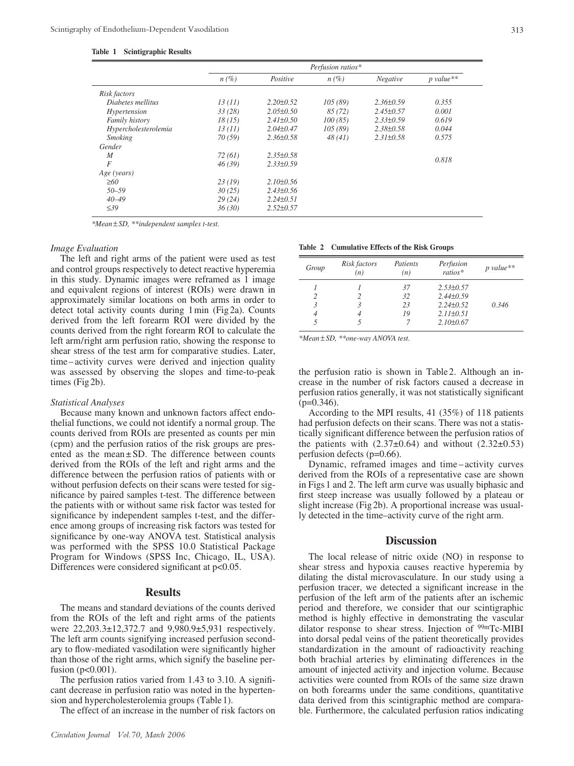**Table 1 Scintigraphic Results**

| | Perfusion ratios* | | | | |
|---|---|---|---|---|---|
| | *n (%)* | *Positive* | *n (%)* | *Negative* | *p value*** |
| *Risk factors* | | | | | |
| *Diabetes mellitus* | *13 (11)* | *2.20±0.52* | *105 (89)* | *2.36±0.59* | *0.355* |
| *Hypertension* | *33 (28)* | *2.05±0.50* | *85 (72)* | *2.45±0.57* | *0.001* |
| *Family history* | *18 (15)* | *2.41±0.50* | *100 (85)* | *2.33±0.59* | *0.619* |
| *Hypercholesterolemia* | *13 (11)* | *2.04±0.47* | *105 (89)* | *2.38±0.58* | *0.044* |
| *Smoking* | *70 (59)* | *2.36±0.58* | *48 (41)* | *2.31±0.58* | *0.575* |
| *Gender* | | | | | |
| *M* | *72 (61)* | *2.35±0.58* | | | *0.818* |
| *F* | *46 (39)* | *2.33±0.59* | | | |
| *Age (years)* | | | | | |
| *≥60* | *23 (19)* | *2.10±0.56* | | | |
| *50–59* | *30 (25)* | *2.43±0.56* | | | |
| *40–49* | *29 (24)* | *2.24±0.51* | | | |
| *≤39* | *36 (30)* | *2.52±0.57* | | | |

*\*Mean ± SD, \*\*independent samples t-test.*

### Image Evaluation

The left and right arms of the patient were used as test and control groups respectively to detect reactive hyperemia in this study. Dynamic images were reframed as 1 image and equivalent regions of interest (ROIs) were drawn in approximately similar locations on both arms in order to detect total activity counts during 1 min (Fig 2a). Counts derived from the left forearm ROI were divided by the counts derived from the right forearm ROI to calculate the left arm/right arm perfusion ratio, showing the response to shear stress of the test arm for comparative studies. Later, time–activity curves were derived and injection quality was assessed by observing the slopes and time-to-peak times (Fig 2b).

### Statistical Analyses

Because many known and unknown factors affect endothelial functions, we could not identify a normal group. The counts derived from ROIs are presented as counts per min (cpm) and the perfusion ratios of the risk groups are presented as the mean ± SD. The difference between counts derived from the ROIs of the left and right arms and the difference between the perfusion ratios of patients with or without perfusion defects on their scans were tested for significance by paired samples t-test. The difference between the patients with or without same risk factor was tested for significance by independent samples t-test, and the difference among groups of increasing risk factors was tested for significance by one-way ANOVA test. Statistical analysis was performed with the SPSS 10.0 Statistical Package Program for Windows (SPSS Inc, Chicago, IL, USA). Differences were considered significant at $p<0.05$.

## Results

The means and standard deviations of the counts derived from the ROIs of the left and right arms of the patients were 22,203.3±12,372.7 and 9,980.9±5,931 respectively. The left arm counts signifying increased perfusion secondary to flow-mediated vasodilation were significantly higher than those of the right arms, which signify the baseline perfusion ($p<0.001$).

The perfusion ratios varied from 1.43 to 3.10. A significant decrease in perfusion ratio was noted in the hypertension and hypercholesterolemia groups (Table 1).

The effect of an increase in the number of risk factors on the perfusion ratio is shown in Table 2. Although an increase in the number of risk factors caused a decrease in perfusion ratios generally, it was not statistically significant ($p=0.346$).

**Table 2 Cumulative Effects of the Risk Groups**

| *Group* | *Risk factors (n)* | *Patients (n)* | *Perfusion ratios** | *p value*** |
|---|---|---|---|---|
| *1* | *1* | *37* | *2.53±0.57* | |
| *2* | *2* | *32* | *2.44±0.59* | |
| *3* | *3* | *23* | *2.24±0.52* | *0.346* |
| *4* | *4* | *19* | *2.11±0.51* | |
| *5* | *5* | *7* | *2.10±0.67* | |

*\*Mean ± SD, \*\*one-way ANOVA test.*

According to the MPI results, 41 (35%) of 118 patients had perfusion defects on their scans. There was not a statistically significant difference between the perfusion ratios of the patients with (2.37±0.64) and without (2.32±0.53) perfusion defects ($p=0.66$).

Dynamic, reframed images and time–activity curves derived from the ROIs of a representative case are shown in Figs 1 and 2. The left arm curve was usually biphasic and first steep increase was usually followed by a plateau or slight increase (Fig 2b). A proportional increase was usually detected in the time–activity curve of the right arm.

## Discussion

The local release of nitric oxide (NO) in response to shear stress and hypoxia causes reactive hyperemia by dilating the distal microvasculature. In our study using a perfusion tracer, we detected a significant increase in the perfusion of the left arm of the patients after an ischemic period and therefore, we consider that our scintigraphic method is highly effective in demonstrating the vascular dilator response to shear stress. Injection of $^{99m}$Tc-MIBI into dorsal pedal veins of the patient theoretically provides standardization in the amount of radioactivity reaching both brachial arteries by eliminating differences in the amount of injected activity and injection volume. Because activities were counted from ROIs of the same size drawn on both forearms under the same conditions, quantitative data derived from this scintigraphic method are comparable. Furthermore, the calculated perfusion ratios indicating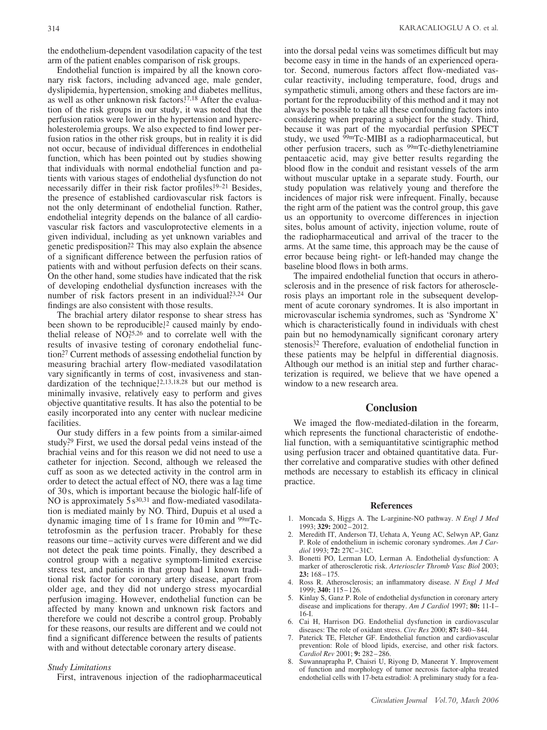the endothelium-dependent vasodilation capacity of the test arm of the patient enables comparison of risk groups.

Endothelial function is impaired by all the known coronary risk factors, including advanced age, male gender, dyslipidemia, hypertension, smoking and diabetes mellitus, as well as other unknown risk factors.[17,18] After the evaluation of the risk groups in our study, it was noted that the perfusion ratios were lower in the hypertension and hypercholesterolemia groups. We also expected to find lower perfusion ratios in the other risk groups, but in reality it is did not occur, because of individual differences in endothelial function, which has been pointed out by studies showing that individuals with normal endothelial function and patients with various stages of endothelial dysfunction do not necessarily differ in their risk factor profiles.[19–21] Besides, the presence of established cardiovascular risk factors is not the only determinant of endothelial function. Rather, endothelial integrity depends on the balance of all cardiovascular risk factors and vasculoprotective elements in a given individual, including as yet unknown variables and genetic predisposition.[22] This may also explain the absence of a significant difference between the perfusion ratios of patients with and without perfusion defects on their scans. On the other hand, some studies have indicated that the risk of developing endothelial dysfunction increases with the number of risk factors present in an individual.[23,24] Our findings are also consistent with those results.

The brachial artery dilator response to shear stress has been shown to be reproducible,[12] caused mainly by endothelial release of NO,[25,26] and to correlate well with the results of invasive testing of coronary endothelial function.[27] Current methods of assessing endothelial function by measuring brachial artery flow-mediated vasodilatation vary significantly in terms of cost, invasiveness and standardization of the technique,[12,13,18,28] but our method is minimally invasive, relatively easy to perform and gives objective quantitative results. It has also the potential to be easily incorporated into any center with nuclear medicine facilities.

Our study differs in a few points from a similar-aimed study.[29] First, we used the dorsal pedal veins instead of the brachial veins and for this reason we did not need to use a catheter for injection. Second, although we released the cuff as soon as we detected activity in the control arm in order to detect the actual effect of NO, there was a lag time of 30 s, which is important because the biologic half-life of NO is approximately 5 s[30,31] and flow-mediated vasodilatation is mediated mainly by NO. Third, Dupuis et al used a dynamic imaging time of 1 s frame for 10 min and $^{99m}$Tc-tetrofosmin as the perfusion tracer. Probably for these reasons our time–activity curves were different and we did not detect the peak time points. Finally, they described a control group with a negative symptom-limited exercise stress test, and patients in that group had 1 known traditional risk factor for coronary artery disease, apart from older age, and they did not undergo stress myocardial perfusion imaging. However, endothelial function can be affected by many known and unknown risk factors and therefore we could not describe a control group. Probably for these reasons, our results are different and we could not find a significant difference between the results of patients with and without detectable coronary artery disease.

*Study Limitations*

First, intravenous injection of the radiopharmaceutical into the dorsal pedal veins was sometimes difficult but may become easy in time in the hands of an experienced operator. Second, numerous factors affect flow-mediated vascular reactivity, including temperature, food, drugs and sympathetic stimuli, among others and these factors are important for the reproducibility of this method and it may not always be possible to take all these confounding factors into considering when preparing a subject for the study. Third, because it was part of the myocardial perfusion SPECT study, we used $^{99m}$Tc-MIBI as a radiopharmaceutical, but other perfusion tracers, such as $^{99m}$Tc-diethylenetriamine pentaacetic acid, may give better results regarding the blood flow in the conduit and resistant vessels of the arm without muscular uptake in a separate study. Fourth, our study population was relatively young and therefore the incidences of major risk were infrequent. Finally, because the right arm of the patient was the control group, this gave us an opportunity to overcome differences in injection sites, bolus amount of activity, injection volume, route of the radiopharmaceutical and arrival of the tracer to the arms. At the same time, this approach may be the cause of error because being right- or left-handed may change the baseline blood flows in both arms.

The impaired endothelial function that occurs in atherosclerosis and in the presence of risk factors for atherosclerosis plays an important role in the subsequent development of acute coronary syndromes. It is also important in microvascular ischemia syndromes, such as 'Syndrome X' which is characteristically found in individuals with chest pain but no hemodynamically significant coronary artery stenosis.[32] Therefore, evaluation of endothelial function in these patients may be helpful in differential diagnosis. Although our method is an initial step and further characterization is required, we believe that we have opened a window to a new research area.

## Conclusion

We imaged the flow-mediated-dilation in the forearm, which represents the functional characteristic of endothelial function, with a semiquantitative scintigraphic method using perfusion tracer and obtained quantitative data. Further correlative and comparative studies with other defined methods are necessary to establish its efficacy in clinical practice.

### References

1. Moncada S, Higgs A. The L-arginine-NO pathway. *N Engl J Med* 1993; **329:** 2002–2012.
2. Meredith IT, Anderson TJ, Uehata A, Yeung AC, Selwyn AP, Ganz P. Role of endothelium in ischemic coronary syndromes. *Am J Cardiol* 1993; **72:** 27C–31C.
3. Bonetti PO, Lerman LO, Lerman A. Endothelial dysfunction: A marker of atherosclerotic risk. *Arterioscler Thromb Vasc Biol* 2003; **23:** 168–175.
4. Ross R. Atherosclerosis; an inflammatory disease. *N Engl J Med* 1999; **340:** 115–126.
5. Kinlay S, Ganz P. Role of endothelial dysfunction in coronary artery disease and implications for therapy. *Am J Cardiol* 1997; **80:** 11-I–16-I.
6. Cai H, Harrison DG. Endothelial dysfunction in cardiovascular diseases: The role of oxidant stress. *Circ Res* 2000; **87:** 840–844.
7. Paterick TE, Fletcher GF. Endothelial function and cardiovascular prevention: Role of blood lipids, exercise, and other risk factors. *Cardiol Rev* 2001; **9:** 282–286.
8. Suwannaprapha P, Chaisri U, Riyong D, Maneerat Y. Improvement of function and morphology of tumor necrosis factor-alpha treated endothelial cells with 17-beta estradiol: A preliminary study for a fea-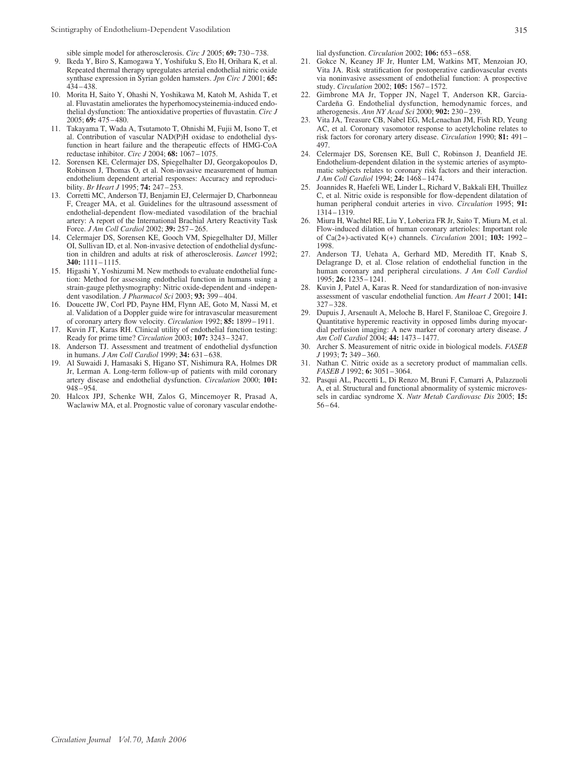sible simple model for atherosclerosis. *Circ J* 2005; **69:** 730–738.

9. Ikeda Y, Biro S, Kamogawa Y, Yoshifuku S, Eto H, Orihara K, et al. Repeated thermal therapy upregulates arterial endothelial nitric oxide synthase expression in Syrian golden hamsters. *Jpn Circ J* 2001; **65:** 434–438.
10. Morita H, Saito Y, Ohashi N, Yoshikawa M, Katoh M, Ashida T, et al. Fluvastatin ameliorates the hyperhomocysteinemia-induced endothelial dysfunction: The antioxidative properties of fluvastatin. *Circ J* 2005; **69:** 475–480.
11. Takayama T, Wada A, Tsutamoto T, Ohnishi M, Fujii M, Isono T, et al. Contribution of vascular NAD(P)H oxidase to endothelial dysfunction in heart failure and the therapeutic effects of HMG-CoA reductase inhibitor. *Circ J* 2004; **68:** 1067–1075.
12. Sorensen KE, Celermajer DS, Spiegelhalter DJ, Georgakopoulos D, Robinson J, Thomas O, et al. Non-invasive measurement of human endothelium dependent arterial responses: Accuracy and reproducibility. *Br Heart J* 1995; **74:** 247–253.
13. Corretti MC, Anderson TJ, Benjamin EJ, Celermajer D, Charbonneau F, Creager MA, et al. Guidelines for the ultrasound assessment of endothelial-dependent flow-mediated vasodilation of the brachial artery: A report of the International Brachial Artery Reactivity Task Force. *J Am Coll Cardiol* 2002; **39:** 257–265.
14. Celermajer DS, Sorensen KE, Gooch VM, Spiegelhalter DJ, Miller OI, Sullivan ID, et al. Non-invasive detection of endothelial dysfunction in children and adults at risk of atherosclerosis. *Lancet* 1992; **340:** 1111–1115.
15. Higashi Y, Yoshizumi M. New methods to evaluate endothelial function: Method for assessing endothelial function in humans using a strain-gauge plethysmography: Nitric oxide-dependent and -independent vasodilation. *J Pharmacol Sci* 2003; **93:** 399–404.
16. Doucette JW, Corl PD, Payne HM, Flynn AE, Goto M, Nassi M, et al. Validation of a Doppler guide wire for intravascular measurement of coronary artery flow velocity. *Circulation* 1992; **85:** 1899–1911.
17. Kuvin JT, Karas RH. Clinical utility of endothelial function testing: Ready for prime time? *Circulation* 2003; **107:** 3243–3247.
18. Anderson TJ. Assessment and treatment of endothelial dysfunction in humans. *J Am Coll Cardiol* 1999; **34:** 631–638.
19. Al Suwaidi J, Hamasaki S, Higano ST, Nishimura RA, Holmes DR Jr, Lerman A. Long-term follow-up of patients with mild coronary artery disease and endothelial dysfunction. *Circulation* 2000; **101:** 948–954.
20. Halcox JPJ, Schenke WH, Zalos G, Mincemoyer R, Prasad A, Waclawiw MA, et al. Prognostic value of coronary vascular endothelial dysfunction. *Circulation* 2002; **106:** 653–658.
21. Gokce N, Keaney JF Jr, Hunter LM, Watkins MT, Menzoian JO, Vita JA. Risk stratification for postoperative cardiovascular events via noninvasive assessment of endothelial function: A prospective study. *Circulation* 2002; **105:** 1567–1572.
22. Gimbrone MA Jr, Topper JN, Nagel T, Anderson KR, Garcia-Cardeña G. Endothelial dysfunction, hemodynamic forces, and atherogenesis. *Ann NY Acad Sci* 2000; **902:** 230–239.
23. Vita JA, Treasure CB, Nabel EG, McLenachan JM, Fish RD, Yeung AC, et al. Coronary vasomotor response to acetylcholine relates to risk factors for coronary artery disease. *Circulation* 1990; **81:** 491–497.
24. Celermajer DS, Sorensen KE, Bull C, Robinson J, Deanfield JE. Endothelium-dependent dilation in the systemic arteries of asymptomatic subjects relates to coronary risk factors and their interaction. *J Am Coll Cardiol* 1994; **24:** 1468–1474.
25. Joannides R, Haefeli WE, Linder L, Richard V, Bakkali EH, Thuillez C, et al. Nitric oxide is responsible for flow-dependent dilatation of human peripheral conduit arteries in vivo. *Circulation* 1995; **91:** 1314–1319.
26. Miura H, Wachtel RE, Liu Y, Loberiza FR Jr, Saito T, Miura M, et al. Flow-induced dilation of human coronary arterioles: Important role of Ca(2+)-activated K(+) channels. *Circulation* 2001; **103:** 1992–1998.
27. Anderson TJ, Uehata A, Gerhard MD, Meredith IT, Knab S, Delagrange D, et al. Close relation of endothelial function in the human coronary and peripheral circulations. *J Am Coll Cardiol* 1995; **26:** 1235–1241.
28. Kuvin J, Patel A, Karas R. Need for standardization of non-invasive assessment of vascular endothelial function. *Am Heart J* 2001; **141:** 327–328.
29. Dupuis J, Arsenault A, Meloche B, Harel F, Staniloae C, Gregoire J. Quantitative hyperemic reactivity in opposed limbs during myocardial perfusion imaging: A new marker of coronary artery disease. *J Am Coll Cardiol* 2004; **44:** 1473–1477.
30. Archer S. Measurement of nitric oxide in biological models. *FASEB J* 1993; **7:** 349–360.
31. Nathan C. Nitric oxide as a secretory product of mammalian cells. *FASEB J* 1992; **6:** 3051–3064.
32. Pasqui AL, Puccetti L, Di Renzo M, Bruni F, Camarri A, Palazzuoli A, et al. Structural and functional abnormality of systemic microvessels in cardiac syndrome X. *Nutr Metab Cardiovasc Dis* 2005; **15:** 56–64.